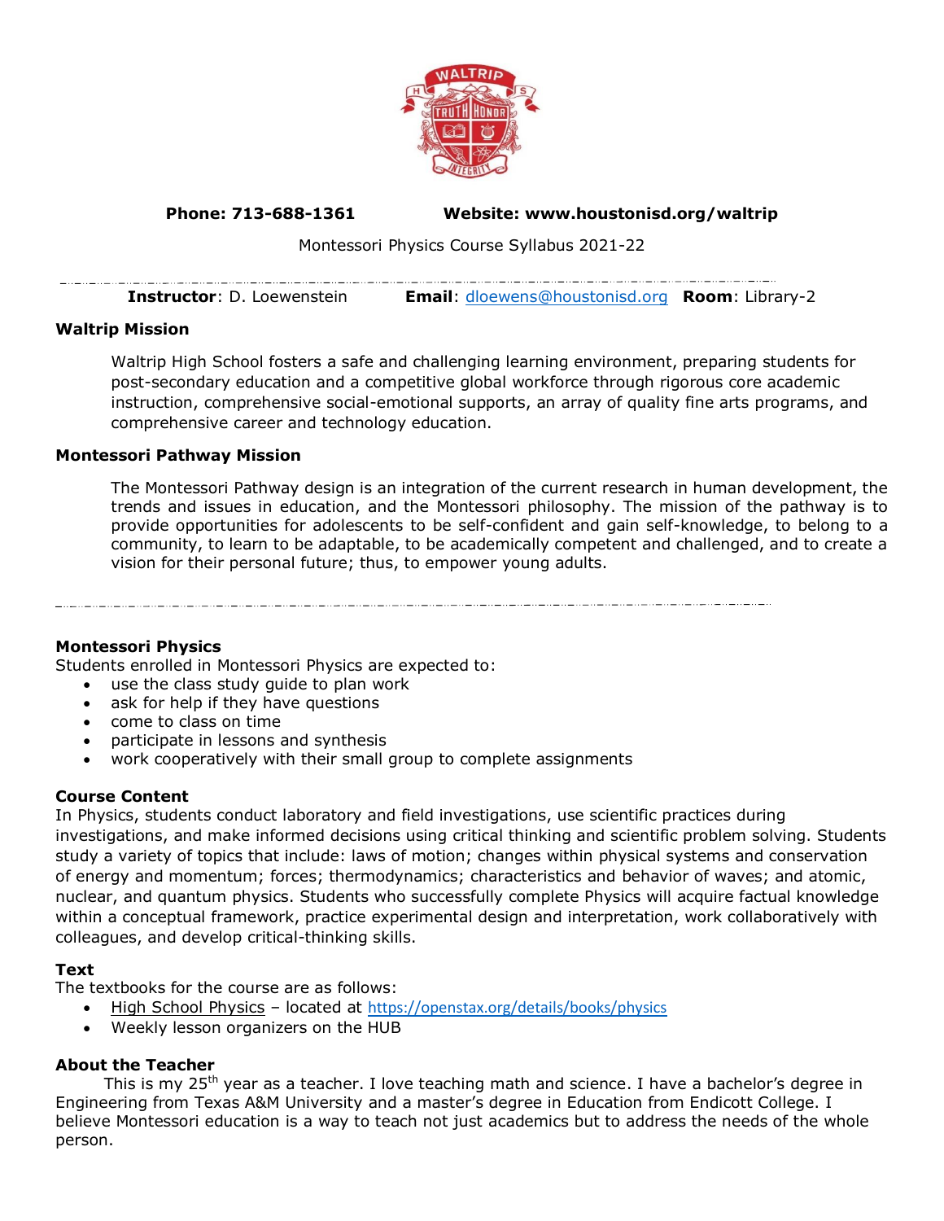**Phone: 713-688-1361** **Website: www.houstonisd.org/waltrip**

Montessori Physics Course Syllabus 2021-22

---

**Instructor**: D. Loewenstein **Email**: dloewens@houstonisd.org **Room**: Library-2

### Waltrip Mission

Waltrip High School fosters a safe and challenging learning environment, preparing students for post-secondary education and a competitive global workforce through rigorous core academic instruction, comprehensive social-emotional supports, an array of quality fine arts programs, and comprehensive career and technology education.

### Montessori Pathway Mission

The Montessori Pathway design is an integration of the current research in human development, the trends and issues in education, and the Montessori philosophy. The mission of the pathway is to provide opportunities for adolescents to be self-confident and gain self-knowledge, to belong to a community, to learn to be adaptable, to be academically competent and challenged, and to create a vision for their personal future; thus, to empower young adults.

---

### Montessori Physics

Students enrolled in Montessori Physics are expected to:

- use the class study guide to plan work
- ask for help if they have questions
- come to class on time
- participate in lessons and synthesis
- work cooperatively with their small group to complete assignments

### Course Content

In Physics, students conduct laboratory and field investigations, use scientific practices during investigations, and make informed decisions using critical thinking and scientific problem solving. Students study a variety of topics that include: laws of motion; changes within physical systems and conservation of energy and momentum; forces; thermodynamics; characteristics and behavior of waves; and atomic, nuclear, and quantum physics. Students who successfully complete Physics will acquire factual knowledge within a conceptual framework, practice experimental design and interpretation, work collaboratively with colleagues, and develop critical-thinking skills.

### Text

The textbooks for the course are as follows:

- High School Physics – located at https://openstax.org/details/books/physics
- Weekly lesson organizers on the HUB

### About the Teacher

This is my 25th year as a teacher. I love teaching math and science. I have a bachelor's degree in Engineering from Texas A&M University and a master's degree in Education from Endicott College. I believe Montessori education is a way to teach not just academics but to address the needs of the whole person.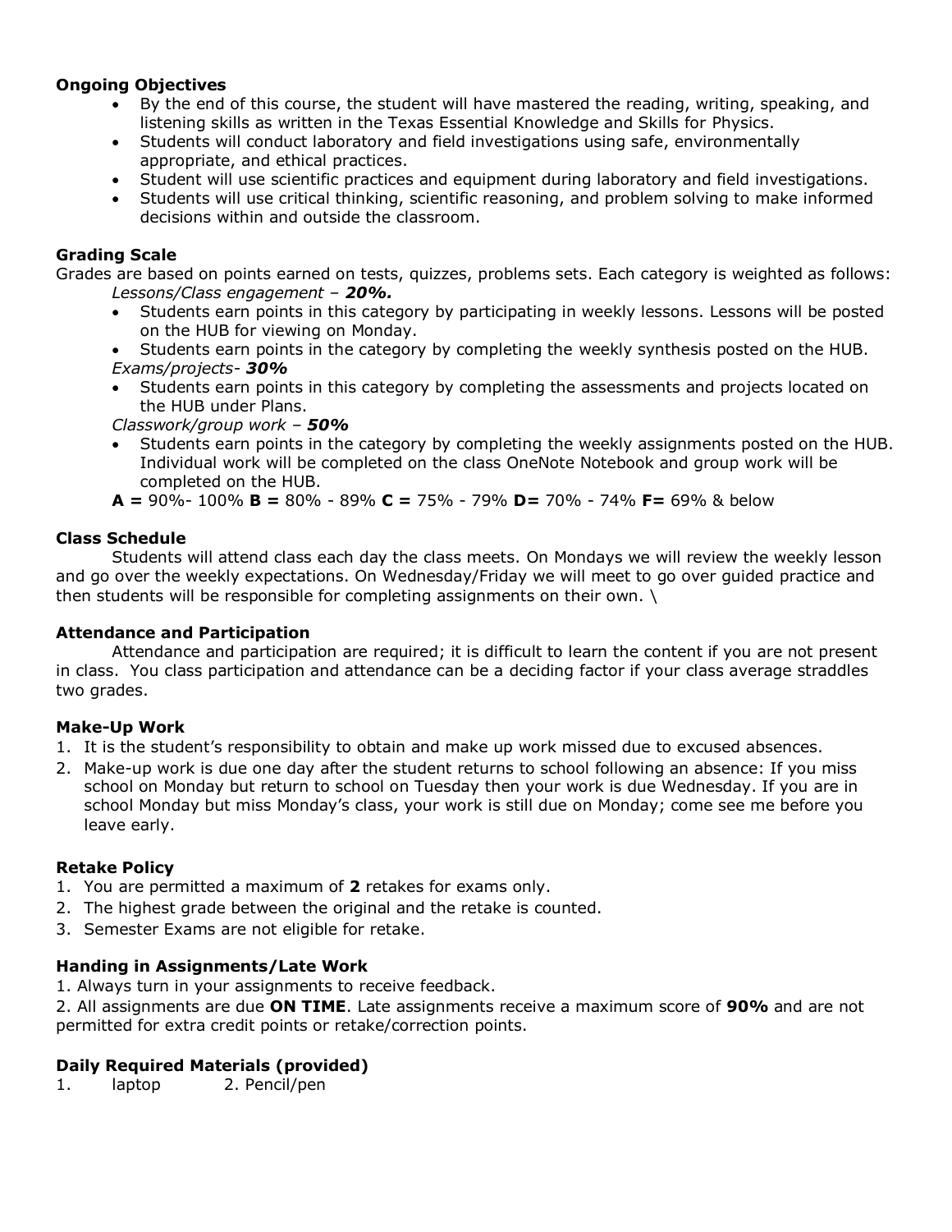**Ongoing Objectives**

- By the end of this course, the student will have mastered the reading, writing, speaking, and listening skills as written in the Texas Essential Knowledge and Skills for Physics.
- Students will conduct laboratory and field investigations using safe, environmentally appropriate, and ethical practices.
- Student will use scientific practices and equipment during laboratory and field investigations.
- Students will use critical thinking, scientific reasoning, and problem solving to make informed decisions within and outside the classroom.

**Grading Scale**

Grades are based on points earned on tests, quizzes, problems sets. Each category is weighted as follows:

*Lessons/Class engagement – **20%.***

- Students earn points in this category by participating in weekly lessons. Lessons will be posted on the HUB for viewing on Monday.
- Students earn points in the category by completing the weekly synthesis posted on the HUB.

*Exams/projects- **30%***

- Students earn points in this category by completing the assessments and projects located on the HUB under Plans.

*Classwork/group work – **50%***

- Students earn points in the category by completing the weekly assignments posted on the HUB. Individual work will be completed on the class OneNote Notebook and group work will be completed on the HUB.

**A =** 90%- 100% **B =** 80% - 89% **C =** 75% - 79% **D=** 70% - 74% **F=** 69% & below

**Class Schedule**

Students will attend class each day the class meets. On Mondays we will review the weekly lesson and go over the weekly expectations. On Wednesday/Friday we will meet to go over guided practice and then students will be responsible for completing assignments on their own. \

**Attendance and Participation**

Attendance and participation are required; it is difficult to learn the content if you are not present in class. You class participation and attendance can be a deciding factor if your class average straddles two grades.

**Make-Up Work**

1. It is the student's responsibility to obtain and make up work missed due to excused absences.
2. Make-up work is due one day after the student returns to school following an absence: If you miss school on Monday but return to school on Tuesday then your work is due Wednesday. If you are in school Monday but miss Monday's class, your work is still due on Monday; come see me before you leave early.

**Retake Policy**

1. You are permitted a maximum of **2** retakes for exams only.
2. The highest grade between the original and the retake is counted.
3. Semester Exams are not eligible for retake.

**Handing in Assignments/Late Work**

1. Always turn in your assignments to receive feedback.

2. All assignments are due **ON TIME**. Late assignments receive a maximum score of **90%** and are not permitted for extra credit points or retake/correction points.

**Daily Required Materials (provided)**

1. laptop 2. Pencil/pen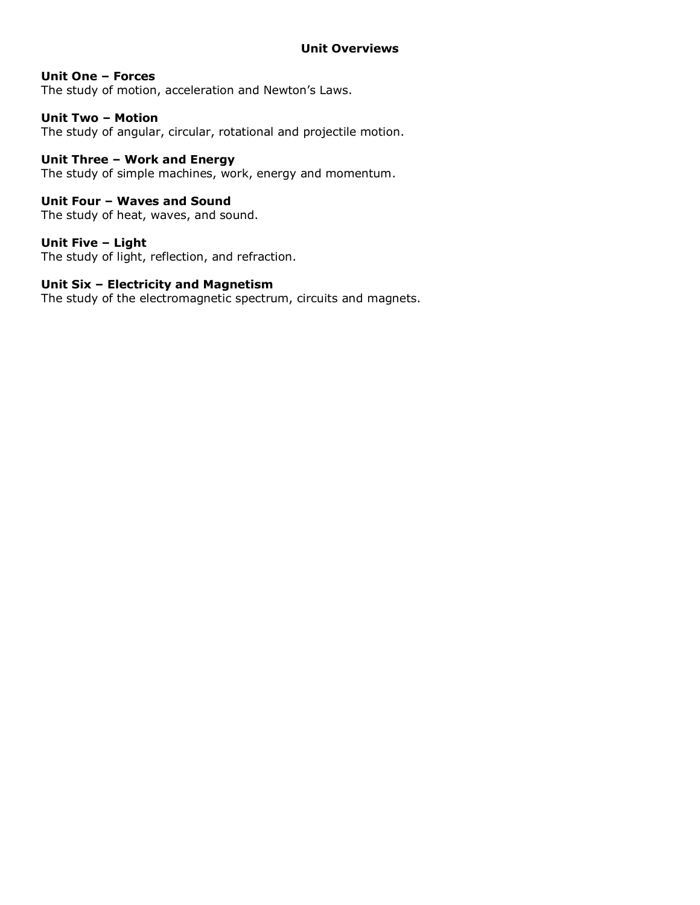## Unit Overviews

**Unit One – Forces**
The study of motion, acceleration and Newton's Laws.

**Unit Two – Motion**
The study of angular, circular, rotational and projectile motion.

**Unit Three – Work and Energy**
The study of simple machines, work, energy and momentum.

**Unit Four – Waves and Sound**
The study of heat, waves, and sound.

**Unit Five – Light**
The study of light, reflection, and refraction.

**Unit Six – Electricity and Magnetism**
The study of the electromagnetic spectrum, circuits and magnets.